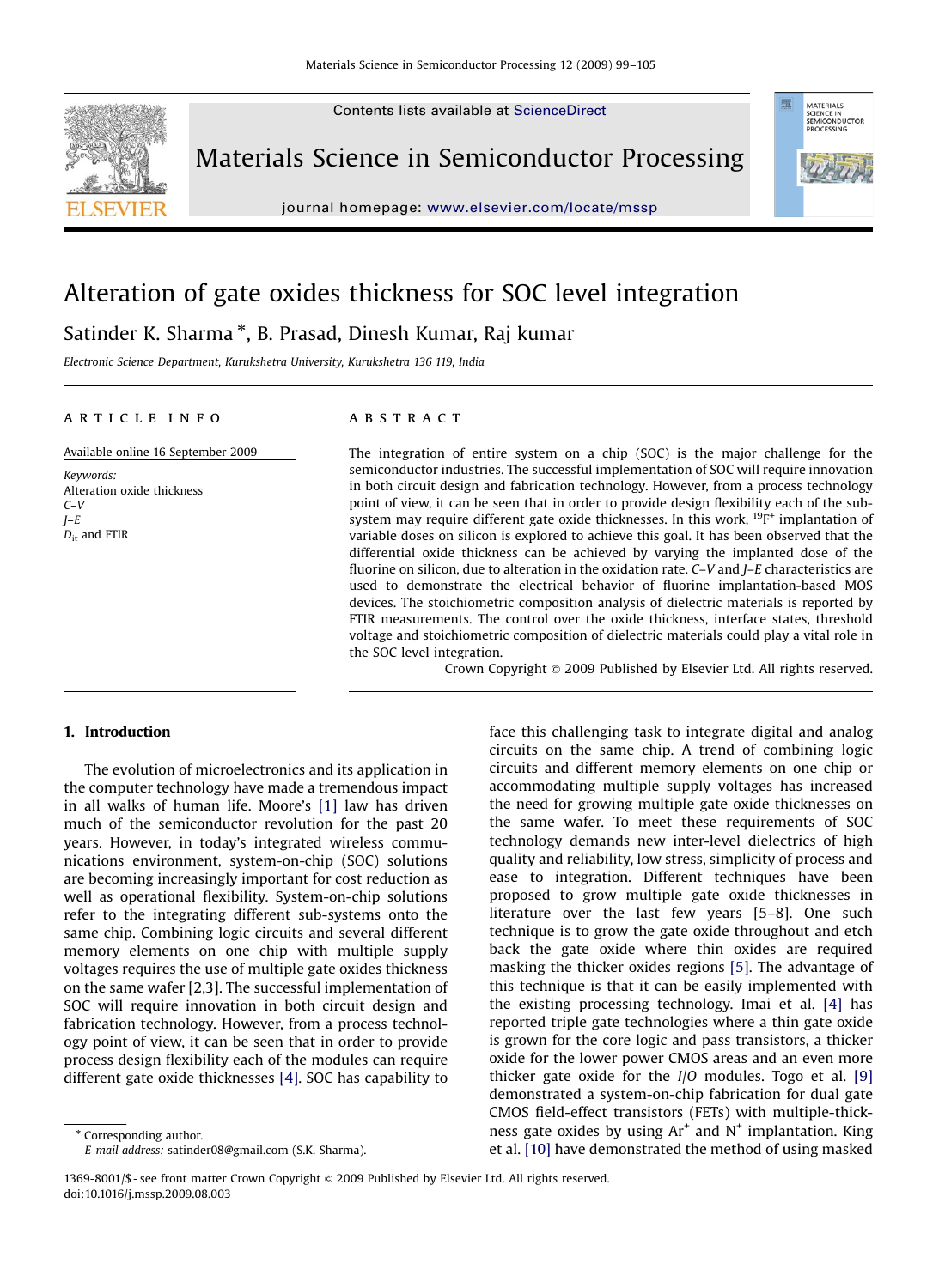# Alteration of gate oxides thickness for SOC level integration

Satinder K. Sharma *, B. Prasad, Dinesh Kumar, Raj kumar

*Electronic Science Department, Kurukshetra University, Kurukshetra 136 119, India*

## ARTICLE INFO

Available online 16 September 2009

*Keywords:*
Alteration oxide thickness
*C–V*
*J–E*
$D_{it}$ and FTIR

## ABSTRACT

The integration of entire system on a chip (SOC) is the major challenge for the semiconductor industries. The successful implementation of SOC will require innovation in both circuit design and fabrication technology. However, from a process technology point of view, it can be seen that in order to provide design flexibility each of the sub-system may require different gate oxide thicknesses. In this work, $^{19}F^{+}$ implantation of variable doses on silicon is explored to achieve this goal. It has been observed that the differential oxide thickness can be achieved by varying the implanted dose of the fluorine on silicon, due to alteration in the oxidation rate. *C–V* and *J–E* characteristics are used to demonstrate the electrical behavior of fluorine implantation-based MOS devices. The stoichiometric composition analysis of dielectric materials is reported by FTIR measurements. The control over the oxide thickness, interface states, threshold voltage and stoichiometric composition of dielectric materials could play a vital role in the SOC level integration.

Crown Copyright © 2009 Published by Elsevier Ltd. All rights reserved.

## 1. Introduction

The evolution of microelectronics and its application in the computer technology have made a tremendous impact in all walks of human life. Moore's [1] law has driven much of the semiconductor revolution for the past 20 years. However, in today's integrated wireless communications environment, system-on-chip (SOC) solutions are becoming increasingly important for cost reduction as well as operational flexibility. System-on-chip solutions refer to the integrating different sub-systems onto the same chip. Combining logic circuits and several different memory elements on one chip with multiple supply voltages requires the use of multiple gate oxides thickness on the same wafer [2,3]. The successful implementation of SOC will require innovation in both circuit design and fabrication technology. However, from a process technology point of view, it can be seen that in order to provide process design flexibility each of the modules can require different gate oxide thicknesses [4]. SOC has capability to face this challenging task to integrate digital and analog circuits on the same chip. A trend of combining logic circuits and different memory elements on one chip or accommodating multiple supply voltages has increased the need for growing multiple gate oxide thicknesses on the same wafer. To meet these requirements of SOC technology demands new inter-level dielectrics of high quality and reliability, low stress, simplicity of process and ease to integration. Different techniques have been proposed to grow multiple gate oxide thicknesses in literature over the last few years [5–8]. One such technique is to grow the gate oxide throughout and etch back the gate oxide where thin oxides are required masking the thicker oxides regions [5]. The advantage of this technique is that it can be easily implemented with the existing processing technology. Imai et al. [4] has reported triple gate technologies where a thin gate oxide is grown for the core logic and pass transistors, a thicker oxide for the lower power CMOS areas and an even more thicker gate oxide for the *I*/*O* modules. Togo et al. [9] demonstrated a system-on-chip fabrication for dual gate CMOS field-effect transistors (FETs) with multiple-thickness gate oxides by using $Ar^{+}$ and $N^{+}$ implantation. King et al. [10] have demonstrated the method of using masked

* Corresponding author.
*E-mail address:* satinder08@gmail.com (S.K. Sharma).

1369-8001/$ - see front matter Crown Copyright © 2009 Published by Elsevier Ltd. All rights reserved.
doi:10.1016/j.mssp.2009.08.003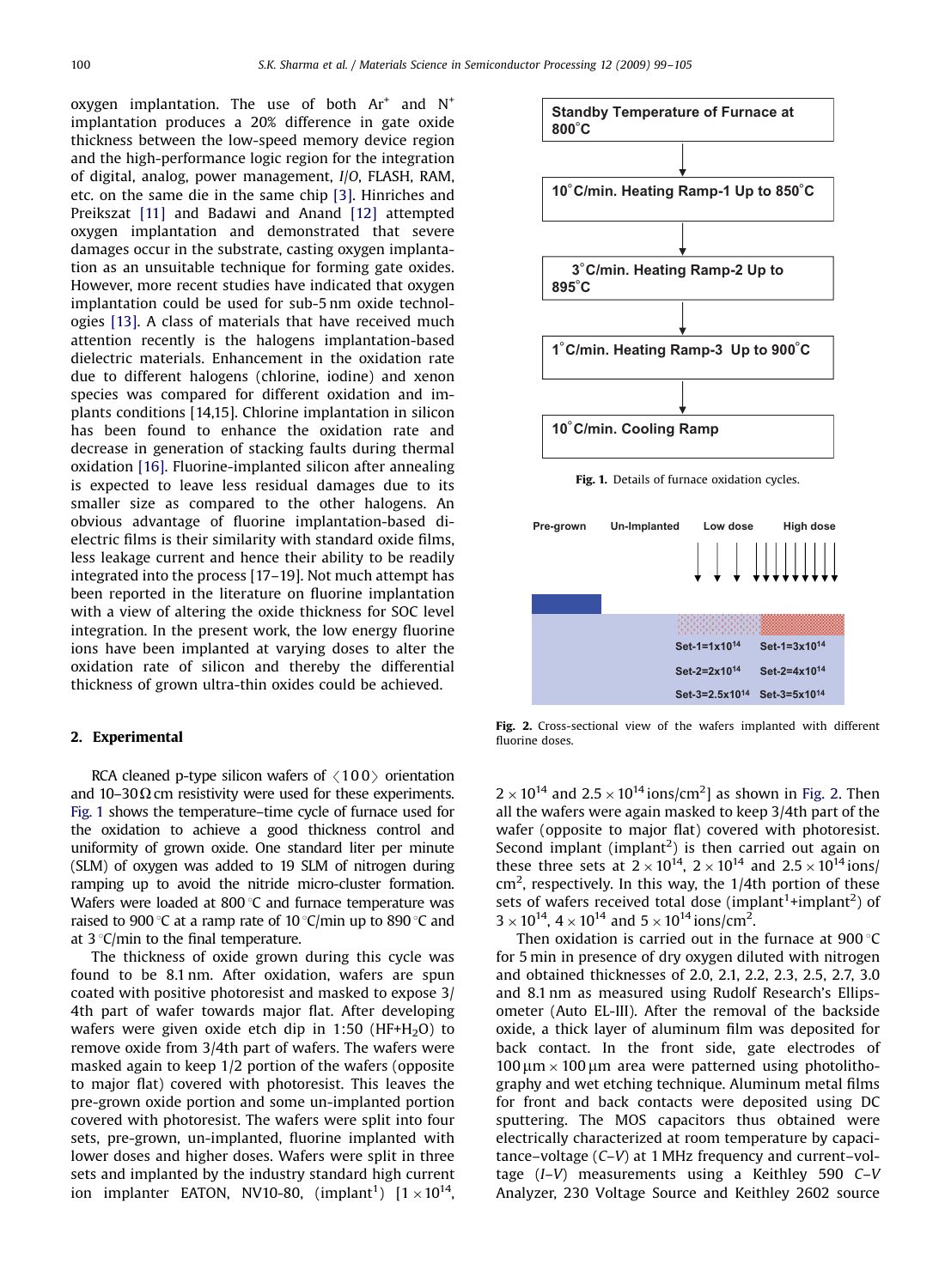oxygen implantation. The use of both $Ar^+$ and $N^+$ implantation produces a 20% difference in gate oxide thickness between the low-speed memory device region and the high-performance logic region for the integration of digital, analog, power management, I/O, FLASH, RAM, etc. on the same die in the same chip [3]. Hinriches and Preikszat [11] and Badawi and Anand [12] attempted oxygen implantation and demonstrated that severe damages occur in the substrate, casting oxygen implantation as an unsuitable technique for forming gate oxides. However, more recent studies have indicated that oxygen implantation could be used for sub-5 nm oxide technologies [13]. A class of materials that have received much attention recently is the halogens implantation-based dielectric materials. Enhancement in the oxidation rate due to different halogens (chlorine, iodine) and xenon species was compared for different oxidation and implants conditions [14,15]. Chlorine implantation in silicon has been found to enhance the oxidation rate and decrease in generation of stacking faults during thermal oxidation [16]. Fluorine-implanted silicon after annealing is expected to leave less residual damages due to its smaller size as compared to the other halogens. An obvious advantage of fluorine implantation-based dielectric films is their similarity with standard oxide films, less leakage current and hence their ability to be readily integrated into the process [17–19]. Not much attempt has been reported in the literature on fluorine implantation with a view of altering the oxide thickness for SOC level integration. In the present work, the low energy fluorine ions have been implanted at varying doses to alter the oxidation rate of silicon and thereby the differential thickness of grown ultra-thin oxides could be achieved.

## 2. Experimental

RCA cleaned p-type silicon wafers of ⟨1 0 0⟩ orientation and 10–30 Ω cm resistivity were used for these experiments. Fig. 1 shows the temperature–time cycle of furnace used for the oxidation to achieve a good thickness control and uniformity of grown oxide. One standard liter per minute (SLM) of oxygen was added to 19 SLM of nitrogen during ramping up to avoid the nitride micro-cluster formation. Wafers were loaded at 800 °C and furnace temperature was raised to 900 °C at a ramp rate of 10 °C/min up to 890 °C and at 3 °C/min to the final temperature.

The thickness of oxide grown during this cycle was found to be 8.1 nm. After oxidation, wafers are spun coated with positive photoresist and masked to expose 3/4th part of wafer towards major flat. After developing wafers were given oxide etch dip in 1:50 ($HF+H_2O$) to remove oxide from 3/4th part of wafers. The wafers were masked again to keep 1/2 portion of the wafers (opposite to major flat) covered with photoresist. This leaves the pre-grown oxide portion and some un-implanted portion covered with photoresist. The wafers were split into four sets, pre-grown, un-implanted, fluorine implanted with lower doses and higher doses. Wafers were split in three sets and implanted by the industry standard high current ion implanter EATON, NV10-80, (implant[1]) [$1\times10^{14}$, $2\times10^{14}$ and $2.5\times10^{14}$ ions/cm$^2$] as shown in Fig. 2. Then all the wafers were again masked to keep 3/4th part of the wafer (opposite to major flat) covered with photoresist. Second implant (implant[2]) is then carried out again on these three sets at $2\times10^{14}$, $2\times10^{14}$ and $2.5\times10^{14}$ ions/cm$^2$, respectively. In this way, the 1/4th portion of these sets of wafers received total dose (implant[1]+implant[2]) of $3\times10^{14}$, $4\times10^{14}$ and $5\times10^{14}$ ions/cm$^2$.

Standby Temperature of Furnace at 800°C → 10°C/min. Heating Ramp-1 Up to 850°C → 3°C/min. Heating Ramp-2 Up to 895°C → 1°C/min. Heating Ramp-3 Up to 900°C → 10°C/min. Cooling Ramp

**Fig. 1.** Details of furnace oxidation cycles.

| Pre-grown | Un-Implanted | Low dose | High dose |
|---|---|---|---|
| | | Set-1=1x10¹⁴ | Set-1=3x10¹⁴ |
| | | Set-2=2x10¹⁴ | Set-2=4x10¹⁴ |
| | | Set-3=2.5x10¹⁴ | Set-3=5x10¹⁴ |

**Fig. 2.** Cross-sectional view of the wafers implanted with different fluorine doses.

Then oxidation is carried out in the furnace at 900 °C for 5 min in presence of dry oxygen diluted with nitrogen and obtained thicknesses of 2.0, 2.1, 2.2, 2.3, 2.5, 2.7, 3.0 and 8.1 nm as measured using Rudolf Research's Ellipsometer (Auto EL-III). After the removal of the backside oxide, a thick layer of aluminum film was deposited for back contact. In the front side, gate electrodes of 100 μm × 100 μm area were patterned using photolithography and wet etching technique. Aluminum metal films for front and back contacts were deposited using DC sputtering. The MOS capacitors thus obtained were electrically characterized at room temperature by capacitance–voltage (C–V) at 1 MHz frequency and current–voltage (I–V) measurements using a Keithley 590 C–V Analyzer, 230 Voltage Source and Keithley 2602 source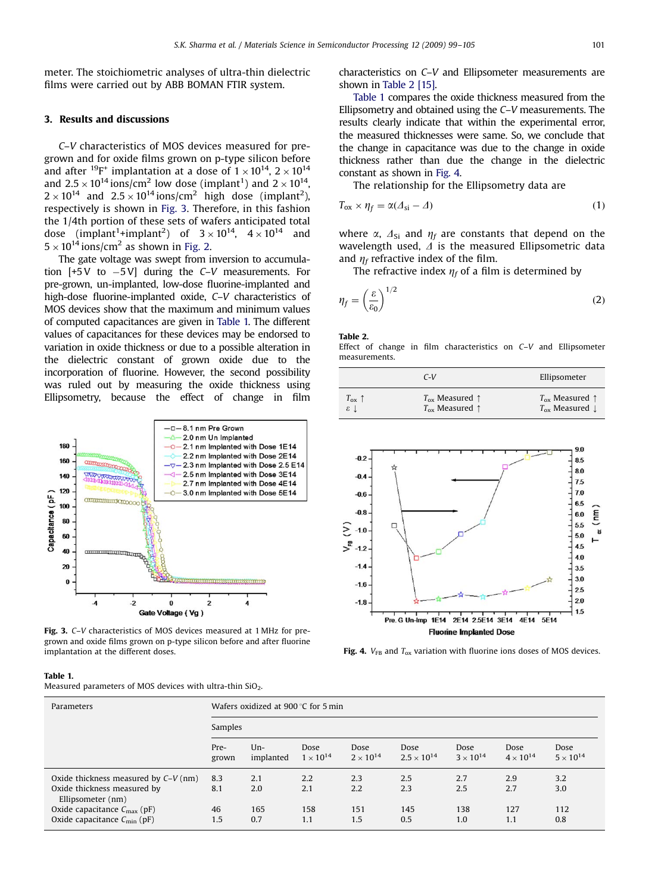meter. The stoichiometric analyses of ultra-thin dielectric films were carried out by ABB BOMAN FTIR system.

## 3. Results and discussions

*C–V* characteristics of MOS devices measured for pre-grown and for oxide films grown on p-type silicon before and after $^{19}F^{+}$ implantation at a dose of $1\times10^{14}$, $2\times10^{14}$ and $2.5\times10^{14}$ ions/cm$^2$ low dose (implant[1]) and $2\times10^{14}$, $2\times10^{14}$ and $2.5\times10^{14}$ ions/cm$^2$ high dose (implant[2]), respectively is shown in Fig. 3. Therefore, in this fashion the 1/4th portion of these sets of wafers anticipated total dose (implant[1]+implant[2]) of $3\times10^{14}$, $4\times10^{14}$ and $5\times10^{14}$ ions/cm$^2$ as shown in Fig. 2.

The gate voltage was swept from inversion to accumulation [+5 V to −5 V] during the *C–V* measurements. For pre-grown, un-implanted, low-dose fluorine-implanted and high-dose fluorine-implanted oxide, *C–V* characteristics of MOS devices show that the maximum and minimum values of computed capacitances are given in Table 1. The different values of capacitances for these devices may be endorsed to variation in oxide thickness or due to a possible alteration in the dielectric constant of grown oxide due to the incorporation of fluorine. However, the second possibility was ruled out by measuring the oxide thickness using Ellipsometry, because the effect of change in film characteristics on *C–V* and Ellipsometer measurements are shown in Table 2 [15].

**Fig. 3.** *C–V* characteristics of MOS devices measured at 1 MHz for pre-grown and oxide films grown on p-type silicon before and after fluorine implantation at the different doses.

Table 1 compares the oxide thickness measured from the Ellipsometry and obtained using the *C–V* measurements. The results clearly indicate that within the experimental error, the measured thicknesses were same. So, we conclude that the change in capacitance was due to the change in oxide thickness rather than due the change in the dielectric constant as shown in Fig. 4.

The relationship for the Ellipsometry data are

$$T_{ox}\times\eta_f=\alpha(\Delta_{si}-\Delta) \qquad (1)$$

where $\alpha$, $\Delta_{si}$ and $\eta_f$ are constants that depend on the wavelength used, $\Delta$ is the measured Ellipsometric data and $\eta_f$ refractive index of the film.

The refractive index $\eta_f$ of a film is determined by

$$\eta_f=\left(\frac{\varepsilon}{\varepsilon_0}\right)^{1/2} \qquad (2)$$

**Table 2.**
Effect of change in film characteristics on *C–V* and Ellipsometer measurements.

| | C-V | Ellipsometer |
|---|---|---|
| $T_{ox}\uparrow$ | $T_{ox}$ Measured $\uparrow$ | $T_{ox}$ Measured $\uparrow$ |
| $\varepsilon\downarrow$ | $T_{ox}$ Measured $\uparrow$ | $T_{ox}$ Measured $\downarrow$ |

**Fig. 4.** $V_{FB}$ and $T_{ox}$ variation with fluorine ions doses of MOS devices.

**Table 1.**
Measured parameters of MOS devices with ultra-thin $SiO_2$.

| Parameters | Wafers oxidized at 900 °C for 5 min | | | | | | | |
|---|---|---|---|---|---|---|---|---|
| | Samples | | | | | | | |
| | Pre-grown | Un-implanted | Dose $1\times10^{14}$ | Dose $2\times10^{14}$ | Dose $2.5\times10^{14}$ | Dose $3\times10^{14}$ | Dose $4\times10^{14}$ | Dose $5\times10^{14}$ |
| Oxide thickness measured by *C–V* (nm) | 8.3 | 2.1 | 2.2 | 2.3 | 2.5 | 2.7 | 2.9 | 3.2 |
| Oxide thickness measured by Ellipsometer (nm) | 8.1 | 2.0 | 2.1 | 2.2 | 2.3 | 2.5 | 2.7 | 3.0 |
| Oxide capacitance $C_{max}$ (pF) | 46 | 165 | 158 | 151 | 145 | 138 | 127 | 112 |
| Oxide capacitance $C_{min}$ (pF) | 1.5 | 0.7 | 1.1 | 1.5 | 0.5 | 1.0 | 1.1 | 0.8 |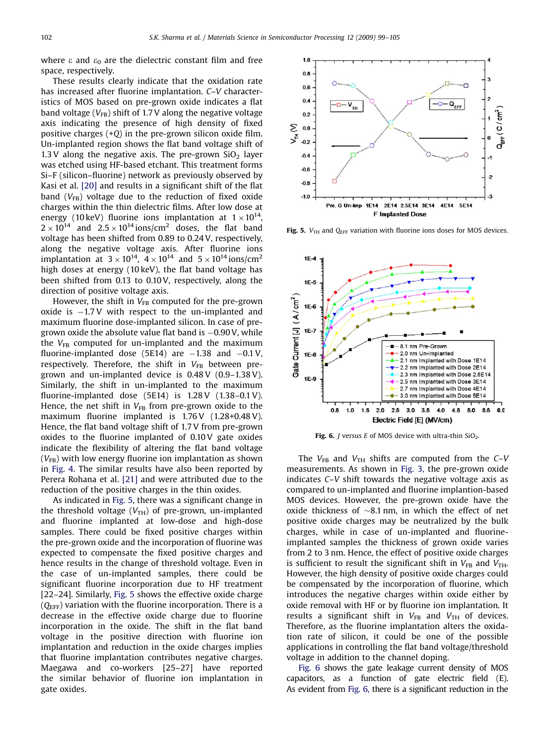where $\varepsilon$ and $\varepsilon_0$ are the dielectric constant film and free space, respectively.

These results clearly indicate that the oxidation rate has increased after fluorine implantation. *C–V* characteristics of MOS based on pre-grown oxide indicates a flat band voltage ($V_{FB}$) shift of 1.7 V along the negative voltage axis indicating the presence of high density of fixed positive charges (+*Q*) in the pre-grown silicon oxide film. Un-implanted region shows the flat band voltage shift of 1.3 V along the negative axis. The pre-grown $SiO_2$ layer was etched using HF-based etchant. This treatment forms Si–F (silicon–fluorine) network as previously observed by Kasi et al. [20] and results in a significant shift of the flat band ($V_{FB}$) voltage due to the reduction of fixed oxide charges within the thin dielectric films. After low dose at energy (10 keV) fluorine ions implantation at $1\times10^{14}$, $2\times10^{14}$ and $2.5\times10^{14}$ ions/cm$^2$ doses, the flat band voltage has been shifted from 0.89 to 0.24 V, respectively, along the negative voltage axis. After fluorine ions implantation at $3\times10^{14}$, $4\times10^{14}$ and $5\times10^{14}$ ions/cm$^2$ high doses at energy (10 keV), the flat band voltage has been shifted from 0.13 to 0.10 V, respectively, along the direction of positive voltage axis.

However, the shift in $V_{FB}$ computed for the pre-grown oxide is $-1.7$ V with respect to the un-implanted and maximum fluorine dose-implanted silicon. In case of pre-grown oxide the absolute value flat band is $-0.90$ V, while the $V_{FB}$ computed for un-implanted and the maximum fluorine-implanted dose (5E14) are $-1.38$ and $-0.1$ V, respectively. Therefore, the shift in $V_{FB}$ between pre-grown and un-implanted device is 0.48 V (0.9–1.38 V). Similarly, the shift in un-implanted to the maximum fluorine-implanted dose (5E14) is 1.28 V (1.38–0.1 V). Hence, the net shift in $V_{FB}$ from pre-grown oxide to the maximum fluorine implanted is 1.76 V (1.28+0.48 V). Hence, the flat band voltage shift of 1.7 V from pre-grown oxides to the fluorine implanted of 0.10 V gate oxides indicate the flexibility of altering the flat band voltage ($V_{FB}$) with low energy fluorine ion implantation as shown in Fig. 4. The similar results have also been reported by Perera Rohana et al. [21] and were attributed due to the reduction of the positive charges in the thin oxides.

As indicated in Fig. 5, there was a significant change in the threshold voltage ($V_{TH}$) of pre-grown, un-implanted and fluorine implanted at low-dose and high-dose samples. There could be fixed positive charges within the pre-grown oxide and the incorporation of fluorine was expected to compensate the fixed positive charges and hence results in the change of threshold voltage. Even in the case of un-implanted samples, there could be significant fluorine incorporation due to HF treatment [22–24]. Similarly, Fig. 5 shows the effective oxide charge ($Q_{EFF}$) variation with the fluorine incorporation. There is a decrease in the effective oxide charge due to fluorine incorporation in the oxide. The shift in the flat band voltage in the positive direction with fluorine ion implantation and reduction in the oxide charges implies that fluorine implantation contributes negative charges. Maegawa and co-workers [25–27] have reported the similar behavior of fluorine ion implantation in gate oxides.

**Fig. 5.** $V_{TH}$ and $Q_{EFF}$ variation with fluorine ions doses for MOS devices.

**Fig. 6.** *J* versus *E* of MOS device with ultra-thin $SiO_2$.

The $V_{FB}$ and $V_{TH}$ shifts are computed from the *C–V* measurements. As shown in Fig. 3, the pre-grown oxide indicates *C–V* shift towards the negative voltage axis as compared to un-implanted and fluorine implantation-based MOS devices. However, the pre-grown oxide have the oxide thickness of ~8.1 nm, in which the effect of net positive oxide charges may be neutralized by the bulk charges, while in case of un-implanted and fluorine-implanted samples the thickness of grown oxide varies from 2 to 3 nm. Hence, the effect of positive oxide charges is sufficient to result the significant shift in $V_{FB}$ and $V_{TH}$. However, the high density of positive oxide charges could be compensated by the incorporation of fluorine, which introduces the negative charges within oxide either by oxide removal with HF or by fluorine ion implantation. It results a significant shift in $V_{FB}$ and $V_{TH}$ of devices. Therefore, as the fluorine implantation alters the oxidation rate of silicon, it could be one of the possible applications in controlling the flat band voltage/threshold voltage in addition to the channel doping.

Fig. 6 shows the gate leakage current density of MOS capacitors, as a function of gate electric field (E). As evident from Fig. 6, there is a significant reduction in the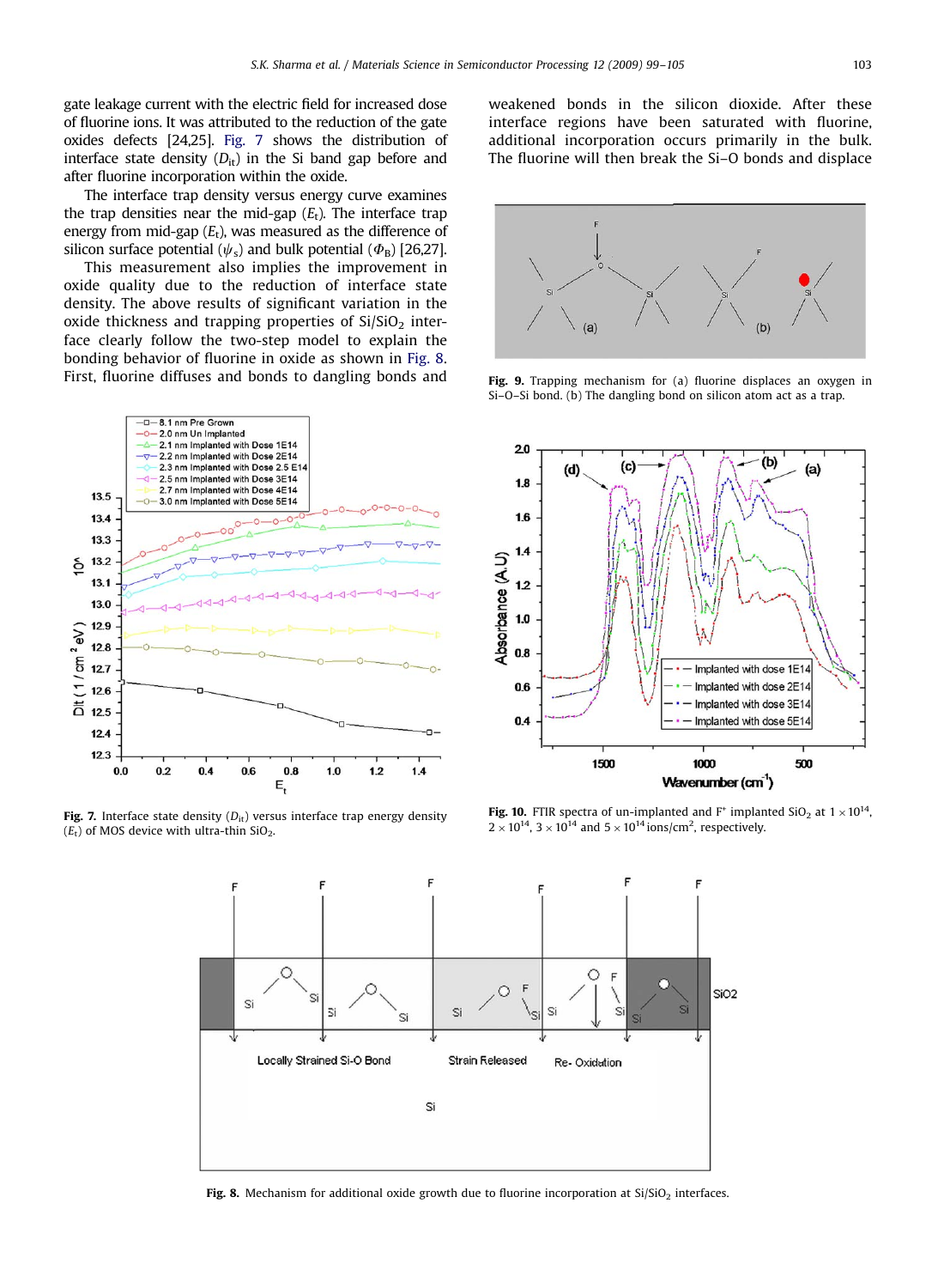gate leakage current with the electric field for increased dose of fluorine ions. It was attributed to the reduction of the gate oxides defects [24,25]. Fig. 7 shows the distribution of interface state density ($D_{it}$) in the Si band gap before and after fluorine incorporation within the oxide.

The interface trap density versus energy curve examines the trap densities near the mid-gap ($E_t$). The interface trap energy from mid-gap ($E_t$), was measured as the difference of silicon surface potential ($\psi_s$) and bulk potential ($\Phi_B$) [26,27]. This measurement also implies the improvement in oxide quality due to the reduction of interface state density. The above results of significant variation in the oxide thickness and trapping properties of Si/$SiO_2$ interface clearly follow the two-step model to explain the bonding behavior of fluorine in oxide as shown in Fig. 8. First, fluorine diffuses and bonds to dangling bonds and weakened bonds in the silicon dioxide. After these interface regions have saturated with fluorine, additional incorporation occurs primarily in the bulk. The fluorine will then break the Si–O bonds and displace

**Fig. 9.** Trapping mechanism for (a) fluorine displaces an oxygen in Si–O–Si bond. (b) The dangling bond on silicon atom act as a trap.

**Fig. 7.** Interface state density ($D_{it}$) versus interface trap energy density ($E_t$) of MOS device with ultra-thin $SiO_2$.

**Fig. 10.** FTIR spectra of un-implanted and $F^+$ implanted $SiO_2$ at $1\times10^{14}$, $2\times10^{14}$, $3\times10^{14}$ and $5\times10^{14}$ ions/cm$^2$, respectively.

**Fig. 8.** Mechanism for additional oxide growth due to fluorine incorporation at Si/$SiO_2$ interfaces.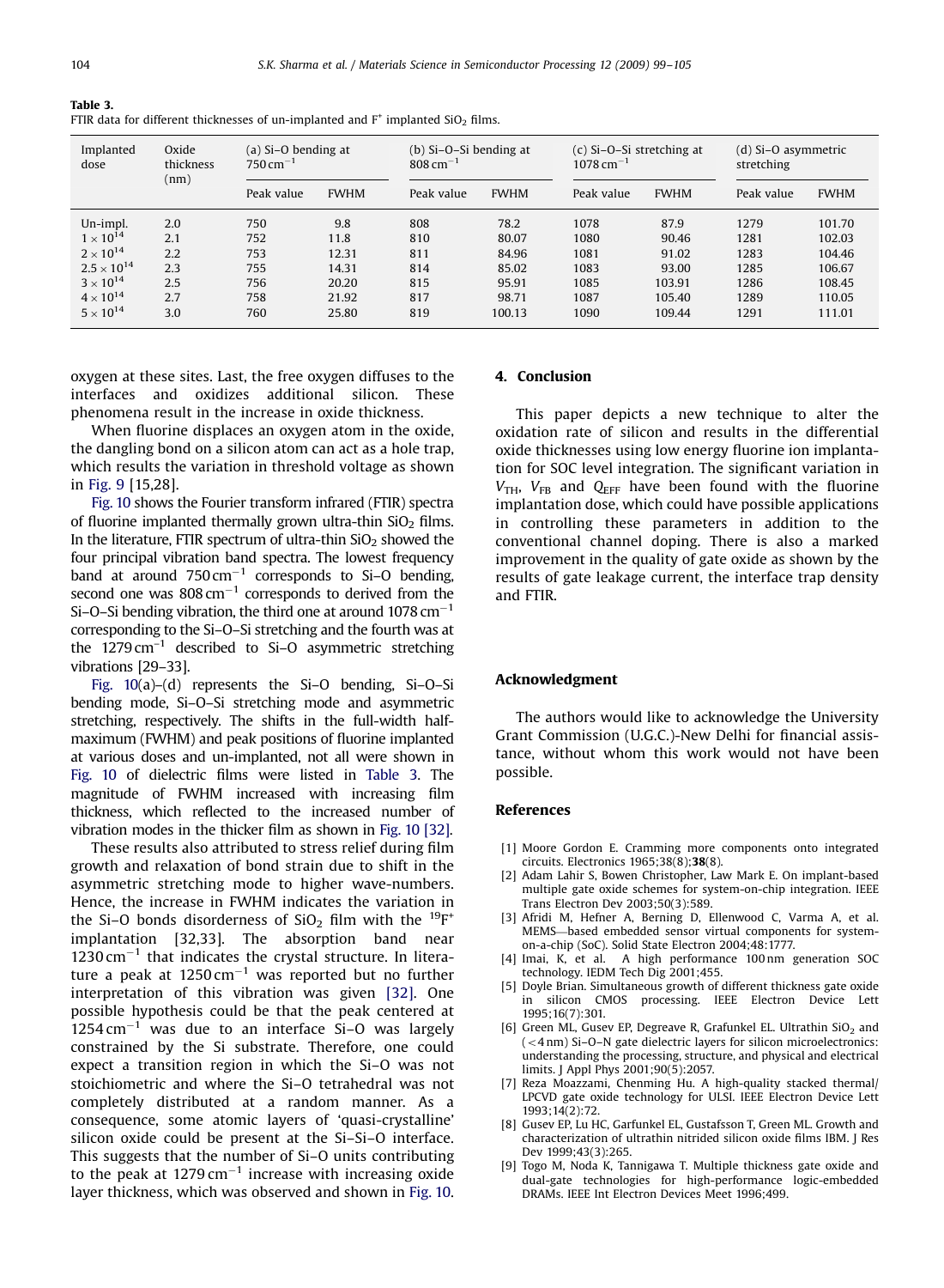**Table 3.**
FTIR data for different thicknesses of un-implanted and $F^{+}$ implanted $SiO_2$ films.

| Implanted dose | Oxide thickness (nm) | (a) Si–O bending at $750\,cm^{-1}$ | | (b) Si–O–Si bending at $808\,cm^{-1}$ | | (c) Si–O–Si stretching at $1078\,cm^{-1}$ | | (d) Si–O asymmetric stretching | |
|---|---|---|---|---|---|---|---|---|---|
| | | Peak value | FWHM | Peak value | FWHM | Peak value | FWHM | Peak value | FWHM |
| Un-impl. | 2.0 | 750 | 9.8 | 808 | 78.2 | 1078 | 87.9 | 1279 | 101.70 |
| $1\times10^{14}$ | 2.1 | 752 | 11.8 | 810 | 80.07 | 1080 | 90.46 | 1281 | 102.03 |
| $2\times10^{14}$ | 2.2 | 753 | 12.31 | 811 | 84.96 | 1081 | 91.02 | 1283 | 104.46 |
| $2.5\times10^{14}$ | 2.3 | 755 | 14.31 | 814 | 85.02 | 1083 | 93.00 | 1285 | 106.67 |
| $3\times10^{14}$ | 2.5 | 756 | 20.20 | 815 | 95.91 | 1085 | 103.91 | 1286 | 108.45 |
| $4\times10^{14}$ | 2.7 | 758 | 21.92 | 817 | 98.71 | 1087 | 105.40 | 1289 | 110.05 |
| $5\times10^{14}$ | 3.0 | 760 | 25.80 | 819 | 100.13 | 1090 | 109.44 | 1291 | 111.01 |

oxygen at these sites. Last, the free oxygen diffuses to the interfaces and oxidizes additional silicon. These phenomena result in the increase in oxide thickness.

When fluorine displaces an oxygen atom in the oxide, the dangling bond on a silicon atom can act as a hole trap, which results the variation in threshold voltage as shown in Fig. 9 [15,28].

Fig. 10 shows the Fourier transform infrared (FTIR) spectra of fluorine implanted thermally grown ultra-thin $SiO_2$ films. In the literature, FTIR spectrum of ultra-thin $SiO_2$ showed the four principal vibration band spectra. The lowest frequency band at around $750\,cm^{-1}$ corresponds to Si–O bending, second one was $808\,cm^{-1}$ corresponds to derived from the Si–O–Si bending vibration, the third one at around $1078\,cm^{-1}$ corresponding to the Si–O–Si stretching and the fourth was at the $1279\,cm^{-1}$ described to Si–O asymmetric stretching vibrations [29–33].

Fig. 10(a)–(d) represents the Si–O bending, Si–O–Si bending mode, Si–O–Si stretching mode and asymmetric stretching, respectively. The shifts in the full-width half-maximum (FWHM) and peak positions of fluorine implanted at various doses and un-implanted, not all were shown in Fig. 10 of dielectric films were listed in Table 3. The magnitude of FWHM increased with increasing film thickness, which reflected to the increased number of vibration modes in the thicker film as shown in Fig. 10 [32].

These results also attributed to stress relief during film growth and relaxation of bond strain due to shift in the asymmetric stretching mode to higher wave-numbers. Hence, the increase in FWHM indicates the variation in the Si–O bonds disorderness of $SiO_2$ film with the $^{19}F^{+}$ implantation [32,33]. The absorption band near $1230\,cm^{-1}$ that indicates the crystal structure. In literature a peak at $1250\,cm^{-1}$ was reported but no further interpretation of this vibration was given [32]. One possible hypothesis could be that the peak centered at $1254\,cm^{-1}$ was due to an interface Si–O was largely constrained by the Si substrate. Therefore, one could expect a transition region in which the Si–O was not stoichiometric and where the Si–O tetrahedral was not completely distributed at a random manner. As a consequence, some atomic layers of 'quasi-crystalline' silicon oxide could be present at the Si–Si–O interface. This suggests that the number of Si–O units contributing to the peak at $1279\,cm^{-1}$ increase with increasing oxide layer thickness, which was observed and shown in Fig. 10.

## 4. Conclusion

This paper depicts a new technique to alter the oxidation rate of silicon and results in the differential oxide thicknesses using low energy fluorine ion implantation for SOC level integration. The significant variation in $V_{TH}$, $V_{FB}$ and $Q_{EFF}$ have been found with the fluorine implantation dose, which could have possible applications in controlling these parameters in addition to the conventional channel doping. There is also a marked improvement in the quality of gate oxide as shown by the results of gate leakage current, the interface trap density and FTIR.

## Acknowledgment

The authors would like to acknowledge the University Grant Commission (U.G.C.)-New Delhi for financial assistance, without whom this work would not have been possible.

## References

[1] Moore Gordon E. Cramming more components onto integrated circuits. Electronics 1965;38(8);**38**(8).

[2] Adam Lahir S, Bowen Christopher, Law Mark E. On implant-based multiple gate oxide schemes for system-on-chip integration. IEEE Trans Electron Dev 2003;50(3):589.

[3] Afridi M, Hefner A, Berning D, Ellenwood C, Varma A, et al. MEMS—based embedded sensor virtual components for system-on-a-chip (SoC). Solid State Electron 2004;48:1777.

[4] Imai, K, et al. A high performance 100 nm generation SOC technology. IEDM Tech Dig 2001;455.

[5] Doyle Brian. Simultaneous growth of different thickness gate oxide in silicon CMOS processing. IEEE Electron Device Lett 1995;16(7):301.

[6] Green ML, Gusev EP, Degreave R, Grafunkel EL. Ultrathin $SiO_2$ and (<4 nm) Si–O–N gate dielectric layers for silicon microelectronics: understanding the processing, structure, and physical and electrical limits. J Appl Phys 2001;90(5):2057.

[7] Reza Moazzami, Chenming Hu. A high-quality stacked thermal/LPCVD gate oxide technology for ULSI. IEEE Electron Device Lett 1993;14(2):72.

[8] Gusev EP, Lu HC, Garfunkel EL, Gustafsson T, Green ML. Growth and characterization of ultrathin nitrided silicon oxide films IBM. J Res Dev 1999;43(3):265.

[9] Togo M, Noda K, Tannigawa T. Multiple thickness gate oxide and dual-gate technologies for high-performance logic-embedded DRAMs. IEEE Int Electron Devices Meet 1996;499.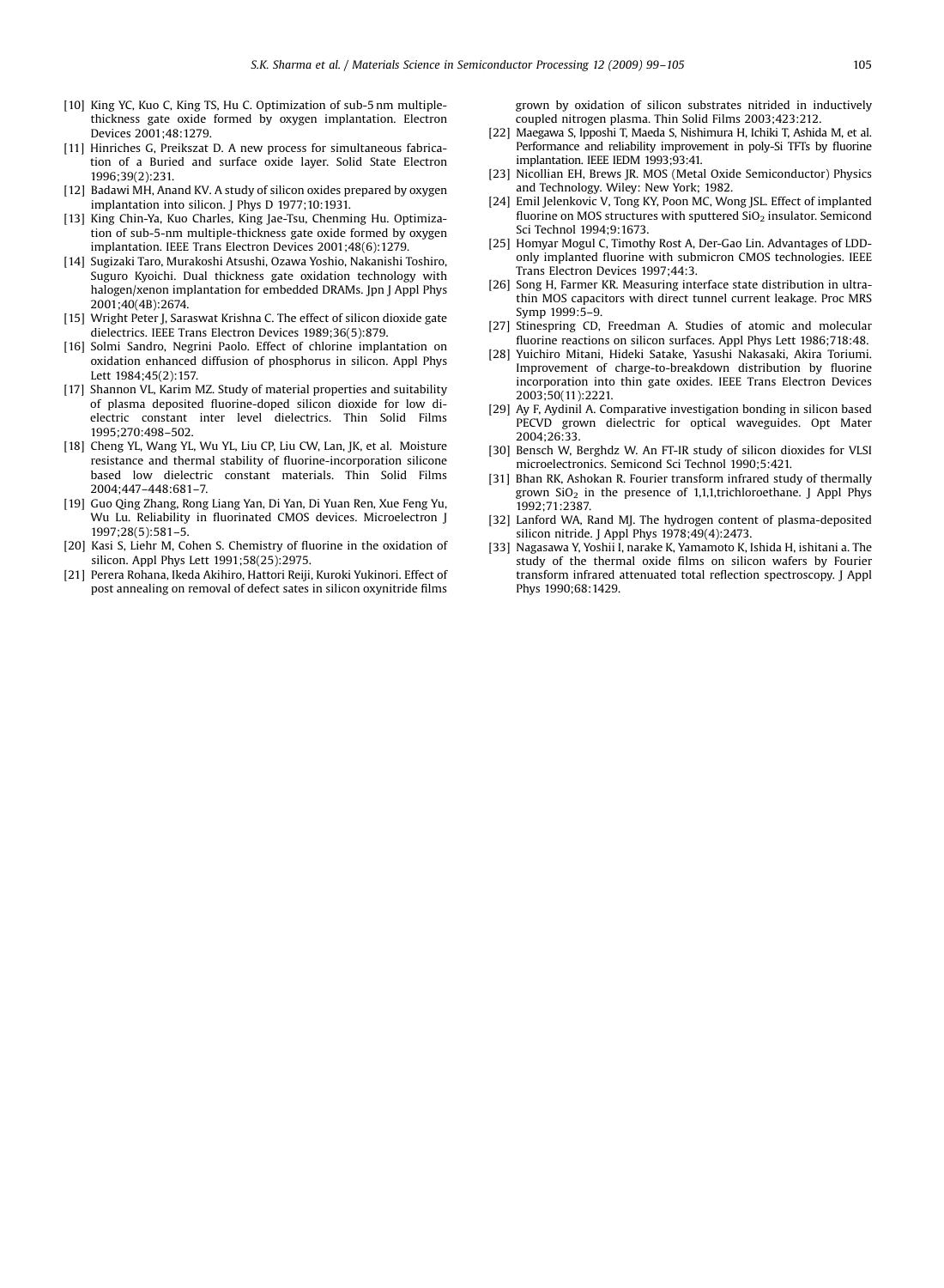[10] King YC, Kuo C, King TS, Hu C. Optimization of sub-5 nm multiple-thickness gate oxide formed by oxygen implantation. Electron Devices 2001;48:1279.

[11] Hinriches G, Preikszat D. A new process for simultaneous fabrication of a Buried and surface oxide layer. Solid State Electron 1996;39(2):231.

[12] Badawi MH, Anand KV. A study of silicon oxides prepared by oxygen implantation into silicon. J Phys D 1977;10:1931.

[13] King Chin-Ya, Kuo Charles, King Jae-Tsu, Chenming Hu. Optimization of sub-5-nm multiple-thickness gate oxide formed by oxygen implantation. IEEE Trans Electron Devices 2001;48(6):1279.

[14] Sugizaki Taro, Murakoshi Atsushi, Ozawa Yoshio, Nakanishi Toshiro, Suguro Kyoichi. Dual thickness gate oxidation technology with halogen/xenon implantation for embedded DRAMs. Jpn J Appl Phys 2001;40(4B):2674.

[15] Wright Peter J, Saraswat Krishna C. The effect of silicon dioxide gate dielectrics. IEEE Trans Electron Devices 1989;36(5):879.

[16] Solmi Sandro, Negrini Paolo. Effect of chlorine implantation on oxidation enhanced diffusion of phosphorus in silicon. Appl Phys Lett 1984;45(2):157.

[17] Shannon VL, Karim MZ. Study of material properties and suitability of plasma deposited fluorine-doped silicon dioxide for low dielectric constant inter level dielectrics. Thin Solid Films 1995;270:498–502.

[18] Cheng YL, Wang YL, Wu YL, Liu CP, Liu CW, Lan, JK, et al. Moisture resistance and thermal stability of fluorine-incorporation silicone based low dielectric constant materials. Thin Solid Films 2004;447–448:681–7.

[19] Guo Qing Zhang, Rong Liang Yan, Di Yan, Di Yuan Ren, Xue Feng Yu, Wu Lu. Reliability in fluorinated CMOS devices. Microelectron J 1997;28(5):581–5.

[20] Kasi S, Liehr M, Cohen S. Chemistry of fluorine in the oxidation of silicon. Appl Phys Lett 1991;58(25):2975.

[21] Perera Rohana, Ikeda Akihiro, Hattori Reiji, Kuroki Yukinori. Effect of post annealing on removal of defect sates in silicon oxynitride films grown by oxidation of silicon substrates nitrided in inductively coupled nitrogen plasma. Thin Solid Films 2003;423:212.

[22] Maegawa S, Ipposhi T, Maeda S, Nishimura H, Ichiki T, Ashida M, et al. Performance and reliability improvement in poly-Si TFTs by fluorine implantation. IEEE IEDM 1993;93:41.

[23] Nicollian EH, Brews JR. MOS (Metal Oxide Semiconductor) Physics and Technology. Wiley: New York; 1982.

[24] Emil Jelenkovic V, Tong KY, Poon MC, Wong JSL. Effect of implanted fluorine on MOS structures with sputtered $SiO_2$ insulator. Semicond Sci Technol 1994;9:1673.

[25] Homyar Mogul C, Timothy Rost A, Der-Gao Lin. Advantages of LDD-only implanted fluorine with submicron CMOS technologies. IEEE Trans Electron Devices 1997;44:3.

[26] Song H, Farmer KR. Measuring interface state distribution in ultra-thin MOS capacitors with direct tunnel current leakage. Proc MRS Symp 1999:5–9.

[27] Stinespring CD, Freedman A. Studies of atomic and molecular fluorine reactions on silicon surfaces. Appl Phys Lett 1986;718:48.

[28] Yuichiro Mitani, Hideki Satake, Yasushi Nakasaki, Akira Toriumi. Improvement of charge-to-breakdown distribution by fluorine incorporation into thin gate oxides. IEEE Trans Electron Devices 2003;50(11):2221.

[29] Ay F, Aydinil A. Comparative investigation bonding in silicon based PECVD grown dielectric for optical waveguides. Opt Mater 2004;26:33.

[30] Bensch W, Berghdz W. An FT-IR study of silicon dioxides for VLSI microelectronics. Semicond Sci Technol 1990;5:421.

[31] Bhan RK, Ashokan R. Fourier transform infrared study of thermally grown $SiO_2$ in the presence of 1,1,1,trichloroethane. J Appl Phys 1992;71:2387.

[32] Lanford WA, Rand MJ. The hydrogen content of plasma-deposited silicon nitride. J Appl Phys 1978;49(4):2473.

[33] Nagasawa Y, Yoshii I, narake K, Yamamoto K, Ishida H, ishitani a. The study of the thermal oxide films on silicon wafers by Fourier transform infrared attenuated total reflection spectroscopy. J Appl Phys 1990;68:1429.